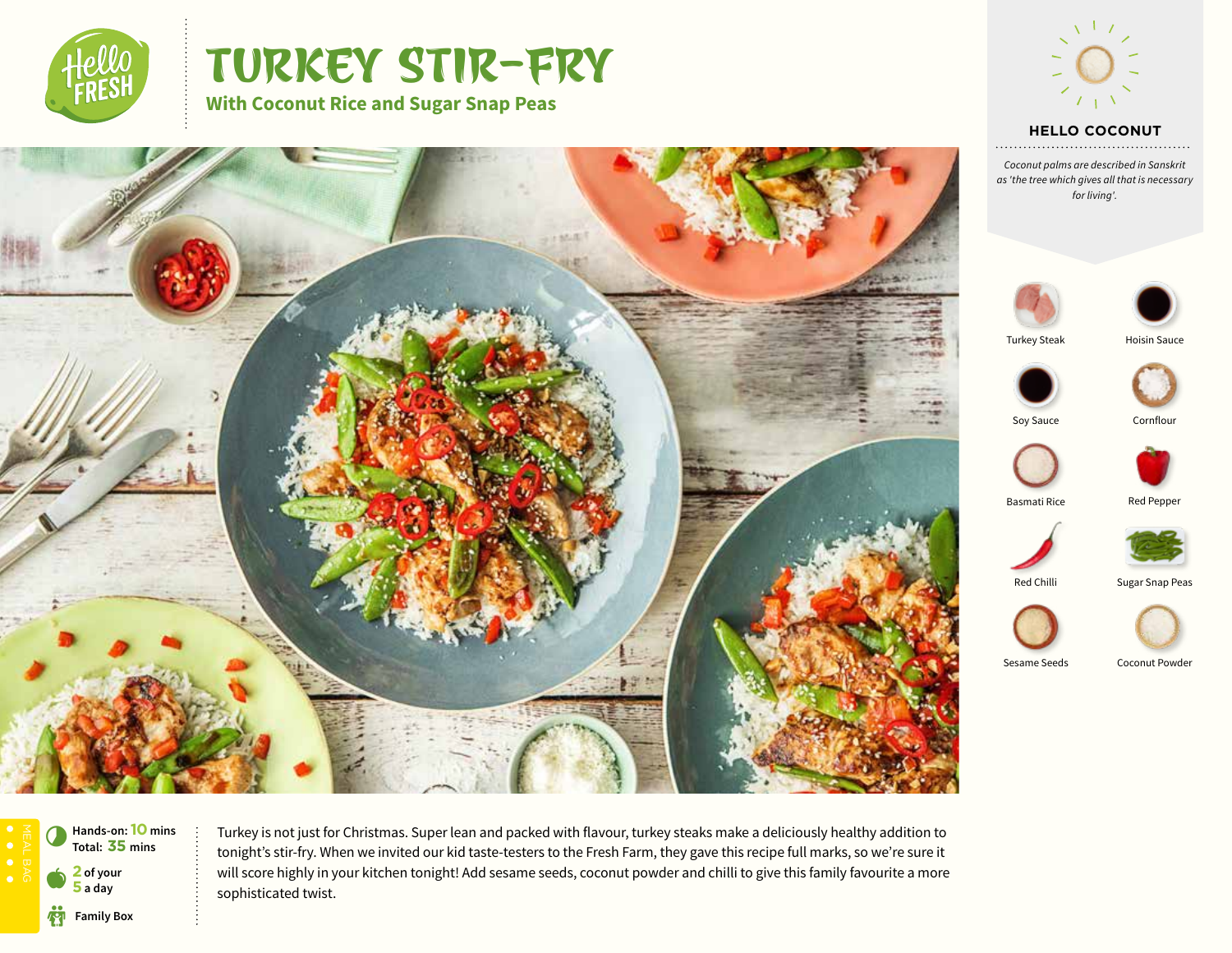# TURKEY STIR-FRY

**With Coconut Rice and Sugar Snap Peas**

## HELLO COCONUT

*Coconut palms are described in Sanskrit as 'the tree which gives all that is necessary for living'.*

- Turkey Steak
- Hoisin Sauce
- Soy Sauce
- Cornflour
- Basmati Rice
- Red Pepper
- Red Chilli
- Sugar Snap Peas
- Sesame Seeds
- Coconut Powder

MEAL BAG

**Hands-on:** 10 mins
**Total:** 35 mins

**2 of your 5 a day**

**Family Box**

Turkey is not just for Christmas. Super lean and packed with flavour, turkey steaks make a deliciously healthy addition to tonight's stir-fry. When we invited our kid taste-testers to the Fresh Farm, they gave this recipe full marks, so we're sure it will score highly in your kitchen tonight! Add sesame seeds, coconut powder and chilli to give this family favourite a more sophisticated twist.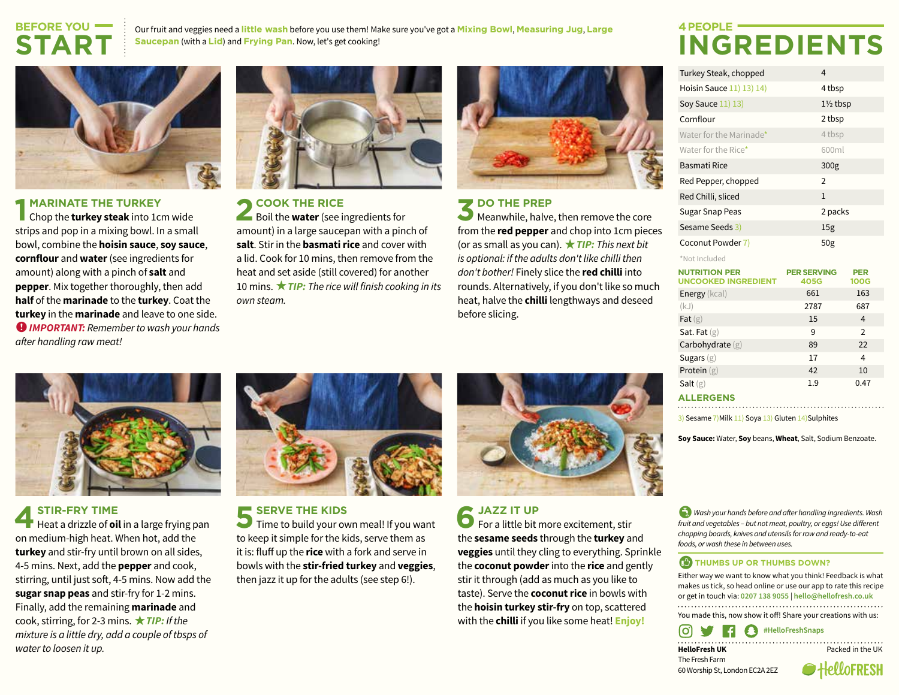## BEFORE YOU START

Our fruit and veggies need a **little wash** before you use them! Make sure you've got a **Mixing Bowl**, **Measuring Jug**, **Large Saucepan** (with a **Lid**) and **Frying Pan**. Now, let's get cooking!

### 1 MARINATE THE TURKEY

Chop the **turkey steak** into 1cm wide strips and pop in a mixing bowl. In a small bowl, combine the **hoisin sauce**, **soy sauce**, **cornflour** and **water** (see ingredients for amount) along with a pinch of **salt** and **pepper**. Mix together thoroughly, then add **half** of the **marinade** to the **turkey**. Coat the **turkey** in the **marinade** and leave to one side. ***IMPORTANT:*** *Remember to wash your hands after handling raw meat!*

### 2 COOK THE RICE

Boil the **water** (see ingredients for amount) in a large saucepan with a pinch of **salt**. Stir in the **basmati rice** and cover with a lid. Cook for 10 mins, then remove from the heat and set aside (still covered) for another 10 mins. ★ ***TIP:*** *The rice will finish cooking in its own steam.*

### 3 DO THE PREP

Meanwhile, halve, then remove the core from the **red pepper** and chop into 1cm pieces (or as small as you can). ★ ***TIP:*** *This next bit is optional: if the adults don't like chilli then don't bother!* Finely slice the **red chilli** into rounds. Alternatively, if you don't like so much heat, halve the **chilli** lengthways and deseed before slicing.

### 4 STIR-FRY TIME

Heat a drizzle of **oil** in a large frying pan on medium-high heat. When hot, add the **turkey** and stir-fry until brown on all sides, 4-5 mins. Next, add the **pepper** and cook, stirring, until just soft, 4-5 mins. Now add the **sugar snap peas** and stir-fry for 1-2 mins. Finally, add the remaining **marinade** and cook, stirring, for 2-3 mins. ★ ***TIP:*** *If the mixture is a little dry, add a couple of tbsps of water to loosen it up.*

### 5 SERVE THE KIDS

Time to build your own meal! If you want to keep it simple for the kids, serve them as it is: fluff up the **rice** with a fork and serve in bowls with the **stir-fried turkey** and **veggies**, then jazz it up for the adults (see step 6!).

### 6 JAZZ IT UP

For a little bit more excitement, stir the **sesame seeds** through the **turkey** and **veggies** until they cling to everything. Sprinkle the **coconut powder** into the **rice** and gently stir it through (add as much as you like to taste). Serve the **coconut rice** in bowls with the **hoisin turkey stir-fry** on top, scattered with the **chilli** if you like some heat! **Enjoy!**

## 4 PEOPLE INGREDIENTS

| | |
|---|---|
| Turkey Steak, chopped | 4 |
| Hoisin Sauce 11) 13) 14) | 4 tbsp |
| Soy Sauce 11) 13) | 1½ tbsp |
| Cornflour | 2 tbsp |
| Water for the Marinade* | 4 tbsp |
| Water for the Rice* | 600ml |
| Basmati Rice | 300g |
| Red Pepper, chopped | 2 |
| Red Chilli, sliced | 1 |
| Sugar Snap Peas | 2 packs |
| Sesame Seeds 3) | 15g |
| Coconut Powder 7) | 50g |

*Not Included

| NUTRITION PER UNCOOKED INGREDIENT | PER SERVING 405G | PER 100G |
|---|---|---|
| Energy (kcal) | 661 | 163 |
| (kJ) | 2787 | 687 |
| Fat (g) | 15 | 4 |
| Sat. Fat (g) | 9 | 2 |
| Carbohydrate (g) | 89 | 22 |
| Sugars (g) | 17 | 4 |
| Protein (g) | 42 | 10 |
| Salt (g) | 1.9 | 0.47 |

### ALLERGENS

3) Sesame 7) Milk 11) Soya 13) Gluten 14) Sulphites

**Soy Sauce:** Water, **Soy** beans, **Wheat**, Salt, Sodium Benzoate.

*Wash your hands before and after handling ingredients. Wash fruit and vegetables – but not meat, poultry, or eggs! Use different chopping boards, knives and utensils for raw and ready-to-eat foods, or wash these in between uses.*

### THUMBS UP OR THUMBS DOWN?

Either way we want to know what you think! Feedback is what makes us tick, so head online or use our app to rate this recipe or get in touch via: 0207 138 9055 | hello@hellofresh.co.uk

You made this, now show it off! Share your creations with us:

#HelloFreshSnaps

**HelloFresh UK**
The Fresh Farm
60 Worship St, London EC2A 2EZ

Packed in the UK

HelloFRESH